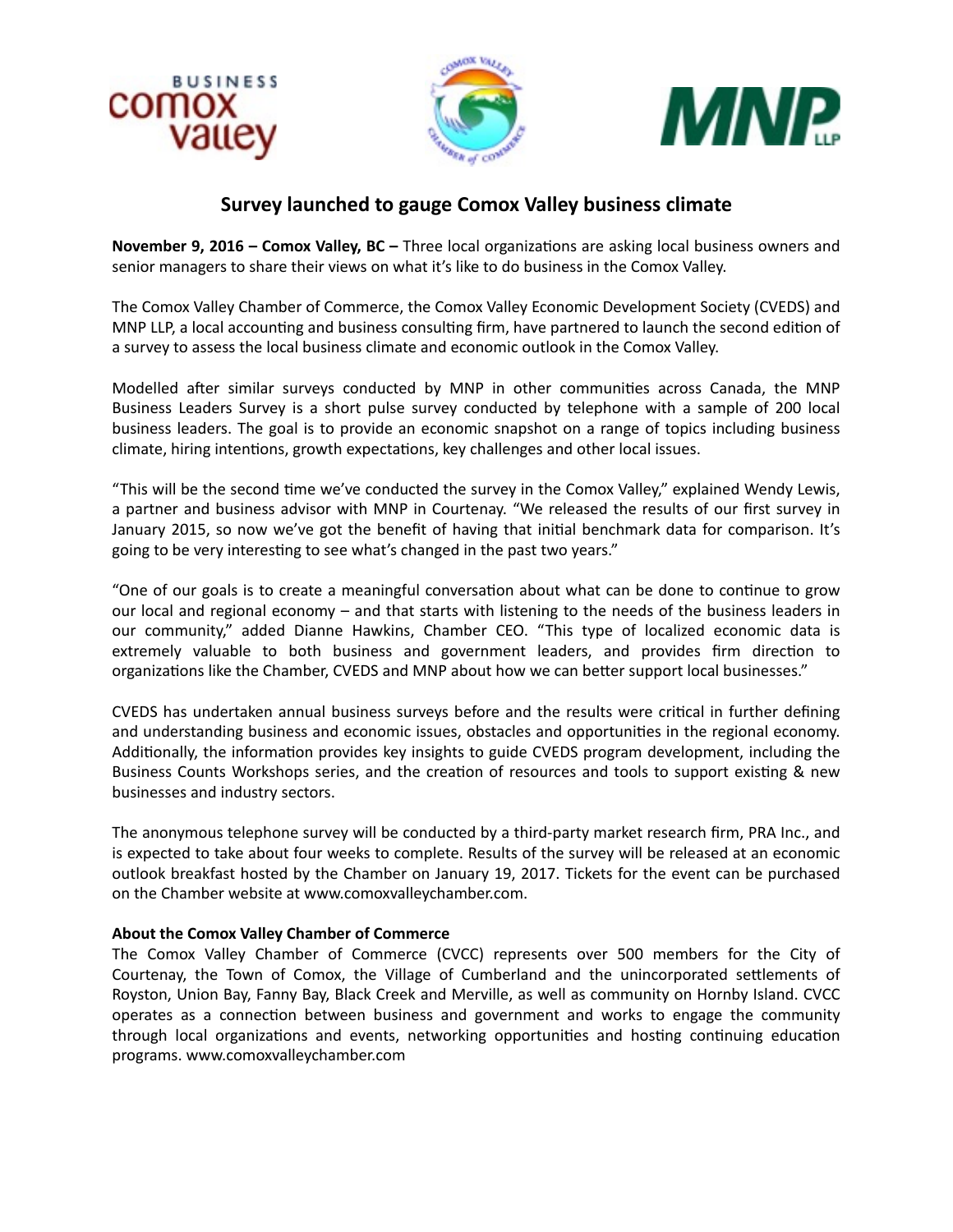# Survey launched to gauge Comox Valley business climate

**November 9, 2016 – Comox Valley, BC –** Three local organizations are asking local business owners and senior managers to share their views on what it's like to do business in the Comox Valley.

The Comox Valley Chamber of Commerce, the Comox Valley Economic Development Society (CVEDS) and MNP LLP, a local accounting and business consulting firm, have partnered to launch the second edition of a survey to assess the local business climate and economic outlook in the Comox Valley.

Modelled after similar surveys conducted by MNP in other communities across Canada, the MNP Business Leaders Survey is a short pulse survey conducted by telephone with a sample of 200 local business leaders. The goal is to provide an economic snapshot on a range of topics including business climate, hiring intentions, growth expectations, key challenges and other local issues.

"This will be the second time we've conducted the survey in the Comox Valley," explained Wendy Lewis, a partner and business advisor with MNP in Courtenay. "We released the results of our first survey in January 2015, so now we've got the benefit of having that initial benchmark data for comparison. It's going to be very interesting to see what's changed in the past two years."

"One of our goals is to create a meaningful conversation about what can be done to continue to grow our local and regional economy – and that starts with listening to the needs of the business leaders in our community," added Dianne Hawkins, Chamber CEO. "This type of localized economic data is extremely valuable to both business and government leaders, and provides firm direction to organizations like the Chamber, CVEDS and MNP about how we can better support local businesses."

CVEDS has undertaken annual business surveys before and the results were critical in further defining and understanding business and economic issues, obstacles and opportunities in the regional economy. Additionally, the information provides key insights to guide CVEDS program development, including the Business Counts Workshops series, and the creation of resources and tools to support existing & new businesses and industry sectors.

The anonymous telephone survey will be conducted by a third-party market research firm, PRA Inc., and is expected to take about four weeks to complete. Results of the survey will be released at an economic outlook breakfast hosted by the Chamber on January 19, 2017. Tickets for the event can be purchased on the Chamber website at www.comoxvalleychamber.com.

**About the Comox Valley Chamber of Commerce**

The Comox Valley Chamber of Commerce (CVCC) represents over 500 members for the City of Courtenay, the Town of Comox, the Village of Cumberland and the unincorporated settlements of Royston, Union Bay, Fanny Bay, Black Creek and Merville, as well as community on Hornby Island. CVCC operates as a connection between business and government and works to engage the community through local organizations and events, networking opportunities and hosting continuing education programs. www.comoxvalleychamber.com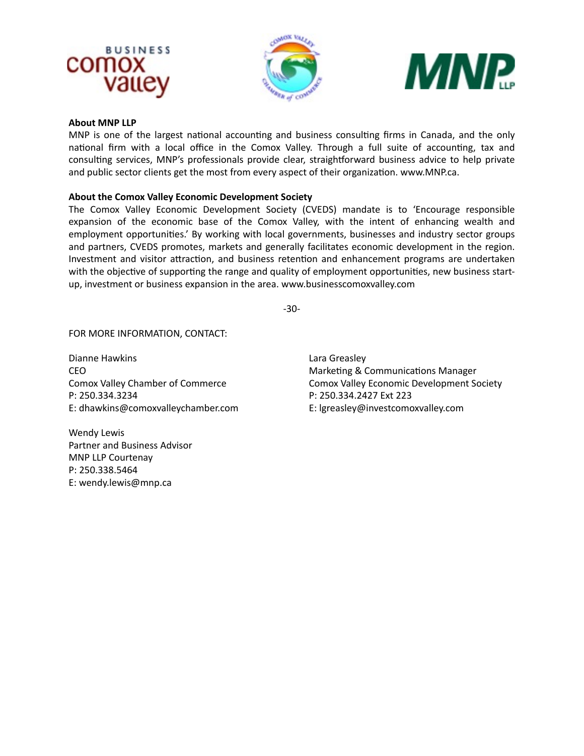**About MNP LLP**

MNP is one of the largest national accounting and business consulting firms in Canada, and the only national firm with a local office in the Comox Valley. Through a full suite of accounting, tax and consulting services, MNP's professionals provide clear, straightforward business advice to help private and public sector clients get the most from every aspect of their organization. www.MNP.ca.

**About the Comox Valley Economic Development Society**

The Comox Valley Economic Development Society (CVEDS) mandate is to 'Encourage responsible expansion of the economic base of the Comox Valley, with the intent of enhancing wealth and employment opportunities.' By working with local governments, businesses and industry sector groups and partners, CVEDS promotes, markets and generally facilitates economic development in the region. Investment and visitor attraction, and business retention and enhancement programs are undertaken with the objective of supporting the range and quality of employment opportunities, new business start-up, investment or business expansion in the area. www.businesscomoxvalley.com

-30-

FOR MORE INFORMATION, CONTACT:

Dianne Hawkins
CEO
Comox Valley Chamber of Commerce
P: 250.334.3234
E: dhawkins@comoxvalleychamber.com

Lara Greasley
Marketing & Communications Manager
Comox Valley Economic Development Society
P: 250.334.2427 Ext 223
E: lgreasley@investcomoxvalley.com

Wendy Lewis
Partner and Business Advisor
MNP LLP Courtenay
P: 250.338.5464
E: wendy.lewis@mnp.ca